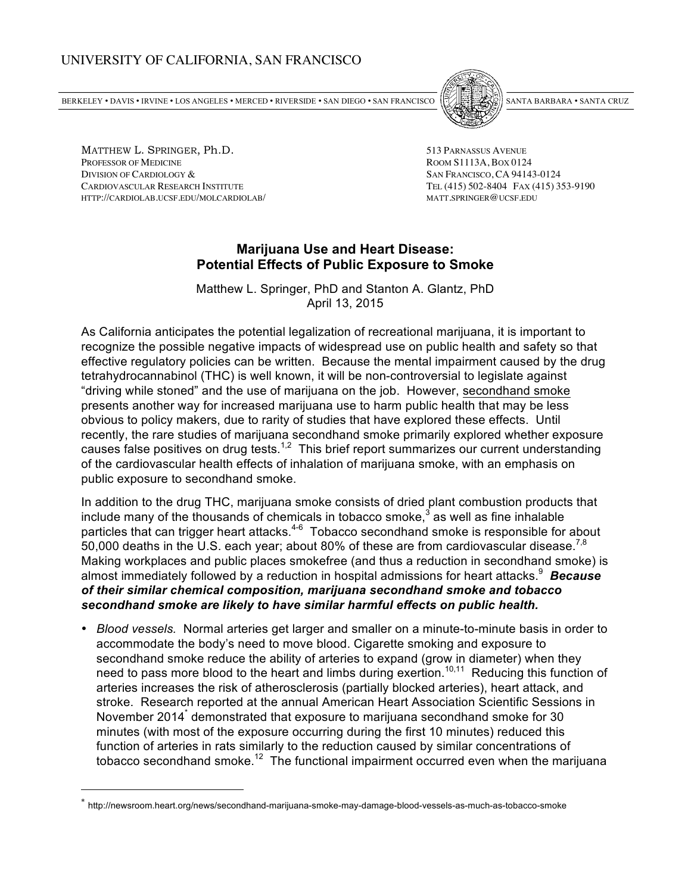UNIVERSITY OF CALIFORNIA, SAN FRANCISCO

BERKELEY • DAVIS • IRVINE • LOS ANGELES • MERCED • RIVERSIDE • SAN DIEGO • SAN FRANCISCO SANTA BARBARA • SANTA CRUZ

MATTHEW L. SPRINGER, Ph.D.
PROFESSOR OF MEDICINE
DIVISION OF CARDIOLOGY &
CARDIOVASCULAR RESEARCH INSTITUTE
HTTP://CARDIOLAB.UCSF.EDU/MOLCARDIOLAB/

513 PARNASSUS AVENUE
ROOM S1113A, BOX 0124
SAN FRANCISCO, CA 94143-0124
TEL (415) 502-8404 FAX (415) 353-9190
MATT.SPRINGER@UCSF.EDU

# Marijuana Use and Heart Disease: Potential Effects of Public Exposure to Smoke

Matthew L. Springer, PhD and Stanton A. Glantz, PhD
April 13, 2015

As California anticipates the potential legalization of recreational marijuana, it is important to recognize the possible negative impacts of widespread use on public health and safety so that effective regulatory policies can be written. Because the mental impairment caused by the drug tetrahydrocannabinol (THC) is well known, it will be non-controversial to legislate against "driving while stoned" and the use of marijuana on the job. However, secondhand smoke presents another way for increased marijuana use to harm public health that may be less obvious to policy makers, due to rarity of studies that have explored these effects. Until recently, the rare studies of marijuana secondhand smoke primarily explored whether exposure causes false positives on drug tests.[1,2] This brief report summarizes our current understanding of the cardiovascular health effects of inhalation of marijuana smoke, with an emphasis on public exposure to secondhand smoke.

In addition to the drug THC, marijuana smoke consists of dried plant combustion products that include many of the thousands of chemicals in tobacco smoke,[3] as well as fine inhalable particles that can trigger heart attacks.[4-6] Tobacco secondhand smoke is responsible for about 50,000 deaths in the U.S. each year; about 80% of these are from cardiovascular disease.[7,8] Making workplaces and public places smokefree (and thus a reduction in secondhand smoke) is almost immediately followed by a reduction in hospital admissions for heart attacks.[9] ***Because of their similar chemical composition, marijuana secondhand smoke and tobacco secondhand smoke are likely to have similar harmful effects on public health.***

- *Blood vessels.* Normal arteries get larger and smaller on a minute-to-minute basis in order to accommodate the body's need to move blood. Cigarette smoking and exposure to secondhand smoke reduce the ability of arteries to expand (grow in diameter) when they need to pass more blood to the heart and limbs during exertion.[10,11] Reducing this function of arteries increases the risk of atherosclerosis (partially blocked arteries), heart attack, and stroke. Research reported at the annual American Heart Association Scientific Sessions in November 2014[*] demonstrated that exposure to marijuana secondhand smoke for 30 minutes (with most of the exposure occurring during the first 10 minutes) reduced this function of arteries in rats similarly to the reduction caused by similar concentrations of tobacco secondhand smoke.[12] The functional impairment occurred even when the marijuana

[*] http://newsroom.heart.org/news/secondhand-marijuana-smoke-may-damage-blood-vessels-as-much-as-tobacco-smoke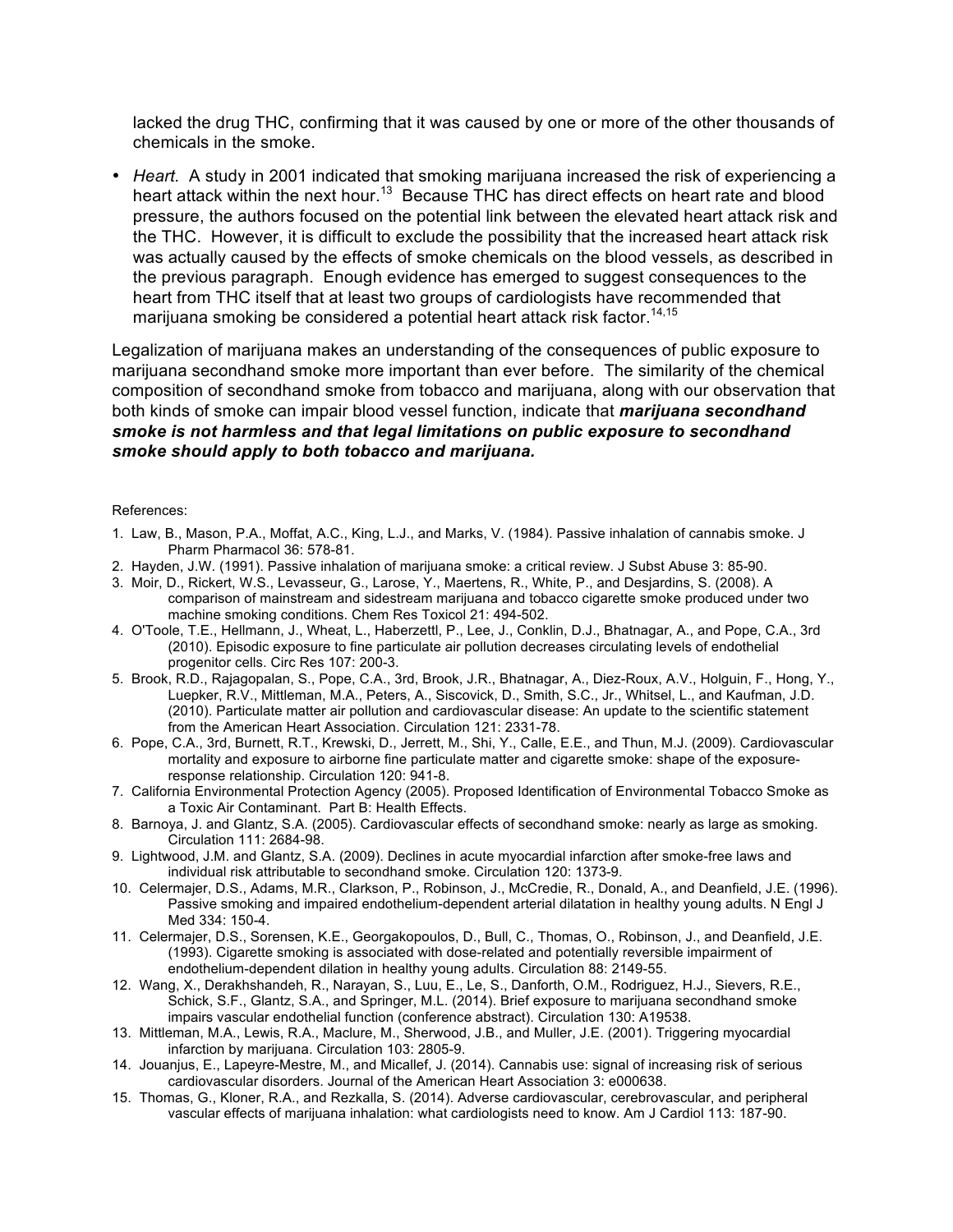lacked the drug THC, confirming that it was caused by one or more of the other thousands of chemicals in the smoke.

- *Heart.* A study in 2001 indicated that smoking marijuana increased the risk of experiencing a heart attack within the next hour.[13] Because THC has direct effects on heart rate and blood pressure, the authors focused on the potential link between the elevated heart attack risk and the THC. However, it is difficult to exclude the possibility that the increased heart attack risk was actually caused by the effects of smoke chemicals on the blood vessels, as described in the previous paragraph. Enough evidence has emerged to suggest consequences to the heart from THC itself that at least two groups of cardiologists have recommended that marijuana smoking be considered a potential heart attack risk factor.[14,15]

Legalization of marijuana makes an understanding of the consequences of public exposure to marijuana secondhand smoke more important than ever before. The similarity of the chemical composition of secondhand smoke from tobacco and marijuana, along with our observation that both kinds of smoke can impair blood vessel function, indicate that ***marijuana secondhand smoke is not harmless and that legal limitations on public exposure to secondhand smoke should apply to both tobacco and marijuana.***

References:

1. Law, B., Mason, P.A., Moffat, A.C., King, L.J., and Marks, V. (1984). Passive inhalation of cannabis smoke. J Pharm Pharmacol 36: 578-81.
2. Hayden, J.W. (1991). Passive inhalation of marijuana smoke: a critical review. J Subst Abuse 3: 85-90.
3. Moir, D., Rickert, W.S., Levasseur, G., Larose, Y., Maertens, R., White, P., and Desjardins, S. (2008). A comparison of mainstream and sidestream marijuana and tobacco cigarette smoke produced under two machine smoking conditions. Chem Res Toxicol 21: 494-502.
4. O'Toole, T.E., Hellmann, J., Wheat, L., Haberzettl, P., Lee, J., Conklin, D.J., Bhatnagar, A., and Pope, C.A., 3rd (2010). Episodic exposure to fine particulate air pollution decreases circulating levels of endothelial progenitor cells. Circ Res 107: 200-3.
5. Brook, R.D., Rajagopalan, S., Pope, C.A., 3rd, Brook, J.R., Bhatnagar, A., Diez-Roux, A.V., Holguin, F., Hong, Y., Luepker, R.V., Mittleman, M.A., Peters, A., Siscovick, D., Smith, S.C., Jr., Whitsel, L., and Kaufman, J.D. (2010). Particulate matter air pollution and cardiovascular disease: An update to the scientific statement from the American Heart Association. Circulation 121: 2331-78.
6. Pope, C.A., 3rd, Burnett, R.T., Krewski, D., Jerrett, M., Shi, Y., Calle, E.E., and Thun, M.J. (2009). Cardiovascular mortality and exposure to airborne fine particulate matter and cigarette smoke: shape of the exposure-response relationship. Circulation 120: 941-8.
7. California Environmental Protection Agency (2005). Proposed Identification of Environmental Tobacco Smoke as a Toxic Air Contaminant. Part B: Health Effects.
8. Barnoya, J. and Glantz, S.A. (2005). Cardiovascular effects of secondhand smoke: nearly as large as smoking. Circulation 111: 2684-98.
9. Lightwood, J.M. and Glantz, S.A. (2009). Declines in acute myocardial infarction after smoke-free laws and individual risk attributable to secondhand smoke. Circulation 120: 1373-9.
10. Celermajer, D.S., Adams, M.R., Clarkson, P., Robinson, J., McCredie, R., Donald, A., and Deanfield, J.E. (1996). Passive smoking and impaired endothelium-dependent arterial dilatation in healthy young adults. N Engl J Med 334: 150-4.
11. Celermajer, D.S., Sorensen, K.E., Georgakopoulos, D., Bull, C., Thomas, O., Robinson, J., and Deanfield, J.E. (1993). Cigarette smoking is associated with dose-related and potentially reversible impairment of endothelium-dependent dilation in healthy young adults. Circulation 88: 2149-55.
12. Wang, X., Derakhshandeh, R., Narayan, S., Luu, E., Le, S., Danforth, O.M., Rodriguez, H.J., Sievers, R.E., Schick, S.F., Glantz, S.A., and Springer, M.L. (2014). Brief exposure to marijuana secondhand smoke impairs vascular endothelial function (conference abstract). Circulation 130: A19538.
13. Mittleman, M.A., Lewis, R.A., Maclure, M., Sherwood, J.B., and Muller, J.E. (2001). Triggering myocardial infarction by marijuana. Circulation 103: 2805-9.
14. Jouanjus, E., Lapeyre-Mestre, M., and Micallef, J. (2014). Cannabis use: signal of increasing risk of serious cardiovascular disorders. Journal of the American Heart Association 3: e000638.
15. Thomas, G., Kloner, R.A., and Rezkalla, S. (2014). Adverse cardiovascular, cerebrovascular, and peripheral vascular effects of marijuana inhalation: what cardiologists need to know. Am J Cardiol 113: 187-90.